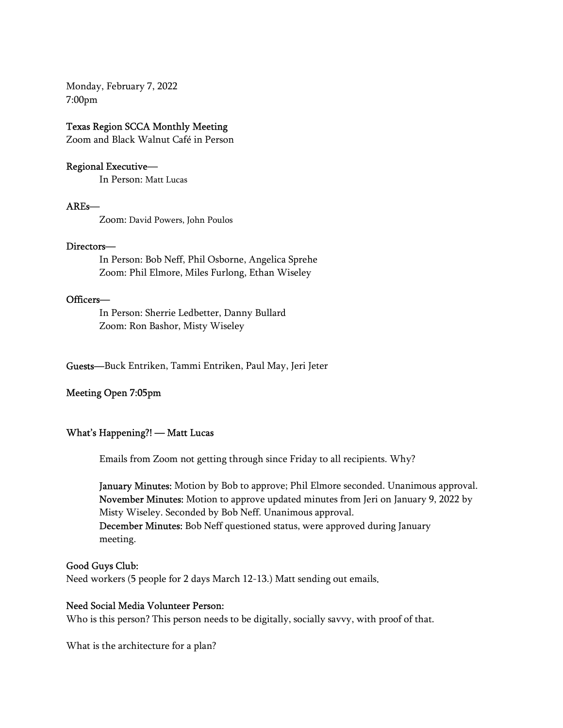Monday, February 7, 2022
7:00pm

**Texas Region SCCA Monthly Meeting**
Zoom and Black Walnut Café in Person

**Regional Executive—**
In Person: Matt Lucas

**AREs—**
Zoom: David Powers, John Poulos

**Directors—**
In Person: Bob Neff, Phil Osborne, Angelica Sprehe
Zoom: Phil Elmore, Miles Furlong, Ethan Wiseley

**Officers—**
In Person: Sherrie Ledbetter, Danny Bullard
Zoom: Ron Bashor, Misty Wiseley

**Guests—**Buck Entriken, Tammi Entriken, Paul May, Jeri Jeter

**Meeting Open 7:05pm**

**What's Happening?! — Matt Lucas**

Emails from Zoom not getting through since Friday to all recipients. Why?

**January Minutes:** Motion by Bob to approve; Phil Elmore seconded. Unanimous approval.
**November Minutes:** Motion to approve updated minutes from Jeri on January 9, 2022 by Misty Wiseley. Seconded by Bob Neff. Unanimous approval.
**December Minutes:** Bob Neff questioned status, were approved during January meeting.

**Good Guys Club:**
Need workers (5 people for 2 days March 12-13.) Matt sending out emails.

**Need Social Media Volunteer Person:**
Who is this person? This person needs to be digitally, socially savvy, with proof of that.

What is the architecture for a plan?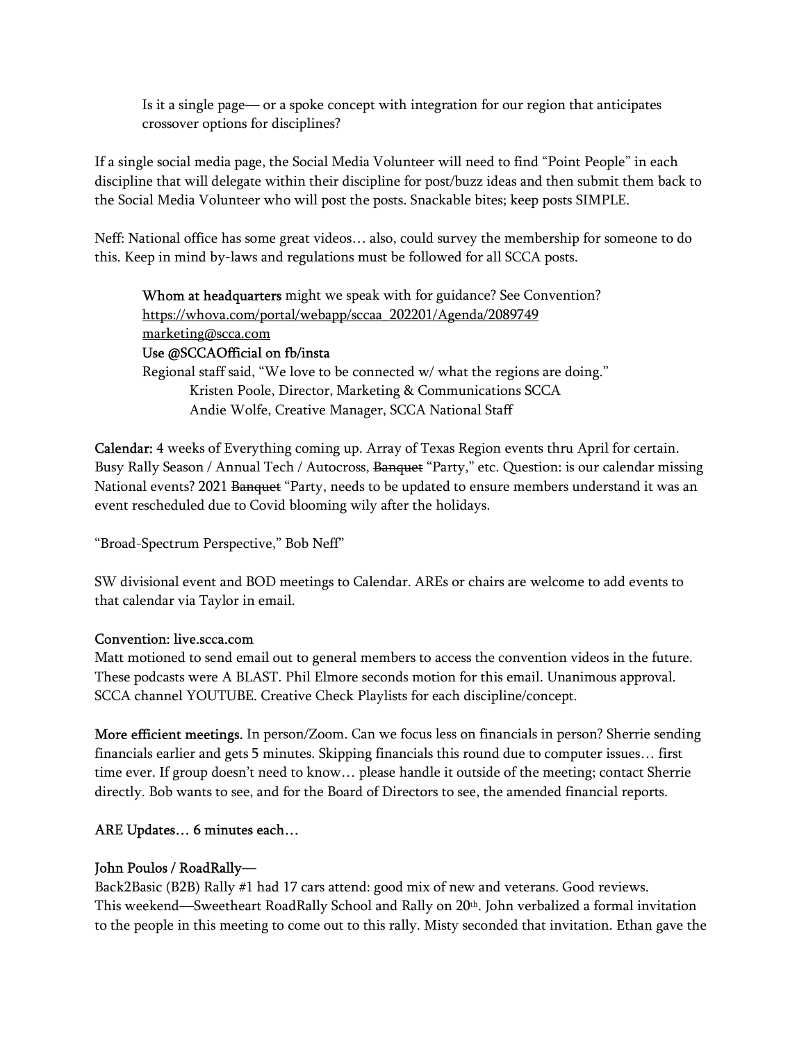Is it a single page— or a spoke concept with integration for our region that anticipates crossover options for disciplines?

If a single social media page, the Social Media Volunteer will need to find "Point People" in each discipline that will delegate within their discipline for post/buzz ideas and then submit them back to the Social Media Volunteer who will post the posts. Snackable bites; keep posts SIMPLE.

Neff: National office has some great videos… also, could survey the membership for someone to do this. Keep in mind by-laws and regulations must be followed for all SCCA posts.

> Whom at headquarters might we speak with for guidance? See Convention?
> https://whova.com/portal/webapp/sccaa_202201/Agenda/2089749
> marketing@scca.com
> Use @SCCAOfficial on fb/insta
> Regional staff said, "We love to be connected w/ what the regions are doing."
> Kristen Poole, Director, Marketing & Communications SCCA
> Andie Wolfe, Creative Manager, SCCA National Staff

**Calendar:** 4 weeks of Everything coming up. Array of Texas Region events thru April for certain. Busy Rally Season / Annual Tech / Autocross, ~~Banquet~~ "Party," etc. Question: is our calendar missing National events? 2021 ~~Banquet~~ "Party, needs to be updated to ensure members understand it was an event rescheduled due to Covid blooming wily after the holidays.

"Broad-Spectrum Perspective," Bob Neff"

SW divisional event and BOD meetings to Calendar. AREs or chairs are welcome to add events to that calendar via Taylor in email.

**Convention: live.scca.com**
Matt motioned to send email out to general members to access the convention videos in the future. These podcasts were A BLAST. Phil Elmore seconds motion for this email. Unanimous approval. SCCA channel YOUTUBE. Creative Check Playlists for each discipline/concept.

**More efficient meetings.** In person/Zoom. Can we focus less on financials in person? Sherrie sending financials earlier and gets 5 minutes. Skipping financials this round due to computer issues… first time ever. If group doesn't need to know… please handle it outside of the meeting; contact Sherrie directly. Bob wants to see, and for the Board of Directors to see, the amended financial reports.

**ARE Updates… 6 minutes each…**

**John Poulos / RoadRally—**
Back2Basic (B2B) Rally #1 had 17 cars attend: good mix of new and veterans. Good reviews.
This weekend—Sweetheart RoadRally School and Rally on 20th. John verbalized a formal invitation to the people in this meeting to come out to this rally. Misty seconded that invitation. Ethan gave the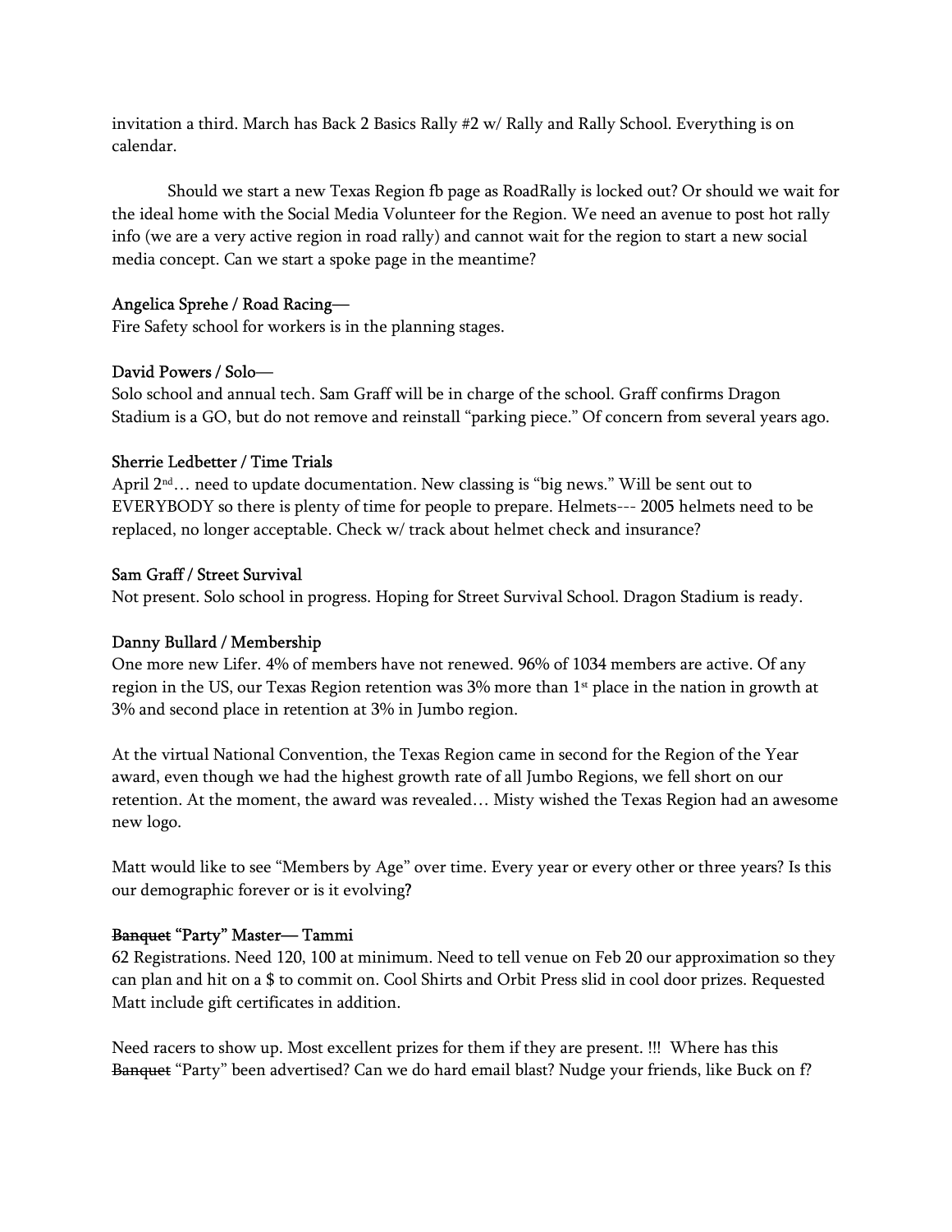invitation a third. March has Back 2 Basics Rally #2 w/ Rally and Rally School. Everything is on calendar.

Should we start a new Texas Region fb page as RoadRally is locked out? Or should we wait for the ideal home with the Social Media Volunteer for the Region. We need an avenue to post hot rally info (we are a very active region in road rally) and cannot wait for the region to start a new social media concept. Can we start a spoke page in the meantime?

Angelica Sprehe / Road Racing—

Fire Safety school for workers is in the planning stages.

David Powers / Solo—

Solo school and annual tech. Sam Graff will be in charge of the school. Graff confirms Dragon Stadium is a GO, but do not remove and reinstall "parking piece." Of concern from several years ago.

Sherrie Ledbetter / Time Trials

April 2nd… need to update documentation. New classing is "big news." Will be sent out to EVERYBODY so there is plenty of time for people to prepare. Helmets--- 2005 helmets need to be replaced, no longer acceptable. Check w/ track about helmet check and insurance?

Sam Graff / Street Survival

Not present. Solo school in progress. Hoping for Street Survival School. Dragon Stadium is ready.

Danny Bullard / Membership

One more new Lifer. 4% of members have not renewed. 96% of 1034 members are active. Of any region in the US, our Texas Region retention was 3% more than 1st place in the nation in growth at 3% and second place in retention at 3% in Jumbo region.

At the virtual National Convention, the Texas Region came in second for the Region of the Year award, even though we had the highest growth rate of all Jumbo Regions, we fell short on our retention. At the moment, the award was revealed… Misty wished the Texas Region had an awesome new logo.

Matt would like to see "Members by Age" over time. Every year or every other or three years? Is this our demographic forever or is it evolving?

~~Banquet~~ "Party" Master— Tammi

62 Registrations. Need 120, 100 at minimum. Need to tell venue on Feb 20 our approximation so they can plan and hit on a $ to commit on. Cool Shirts and Orbit Press slid in cool door prizes. Requested Matt include gift certificates in addition.

Need racers to show up. Most excellent prizes for them if they are present. !!! Where has this ~~Banquet~~ "Party" been advertised? Can we do hard email blast? Nudge your friends, like Buck on f?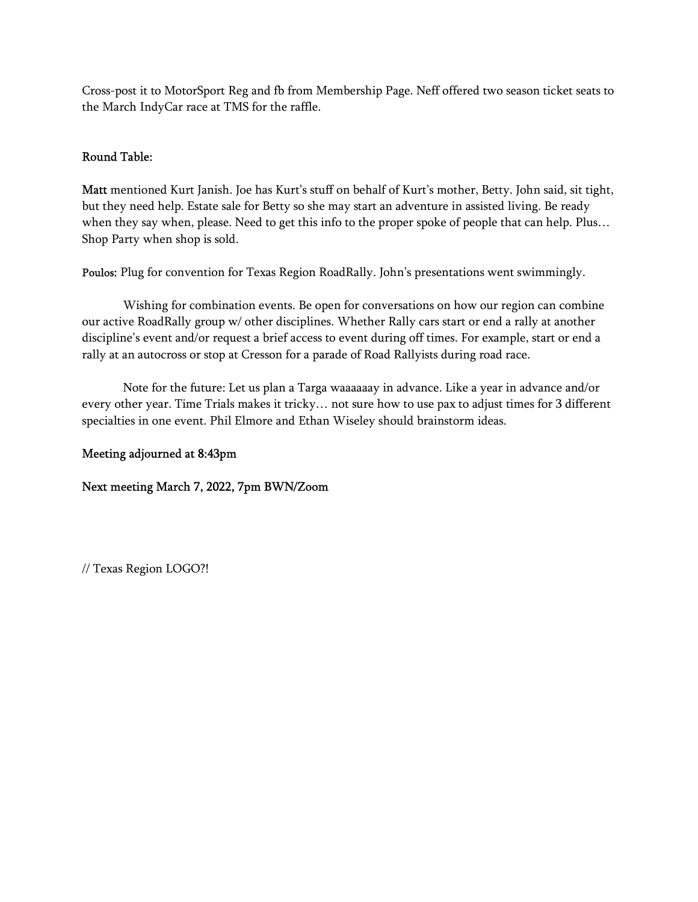Cross-post it to MotorSport Reg and fb from Membership Page. Neff offered two season ticket seats to the March IndyCar race at TMS for the raffle.

**Round Table:**

**Matt** mentioned Kurt Janish. Joe has Kurt's stuff on behalf of Kurt's mother, Betty. John said, sit tight, but they need help. Estate sale for Betty so she may start an adventure in assisted living. Be ready when they say when, please. Need to get this info to the proper spoke of people that can help. Plus… Shop Party when shop is sold.

**Poulos:** Plug for convention for Texas Region RoadRally. John's presentations went swimmingly.

Wishing for combination events. Be open for conversations on how our region can combine our active RoadRally group w/ other disciplines. Whether Rally cars start or end a rally at another discipline's event and/or request a brief access to event during off times. For example, start or end a rally at an autocross or stop at Cresson for a parade of Road Rallyists during road race.

Note for the future: Let us plan a Targa waaaaaay in advance. Like a year in advance and/or every other year. Time Trials makes it tricky… not sure how to use pax to adjust times for 3 different specialties in one event. Phil Elmore and Ethan Wiseley should brainstorm ideas.

**Meeting adjourned at 8:43pm**

**Next meeting March 7, 2022, 7pm BWN/Zoom**

// Texas Region LOGO?!